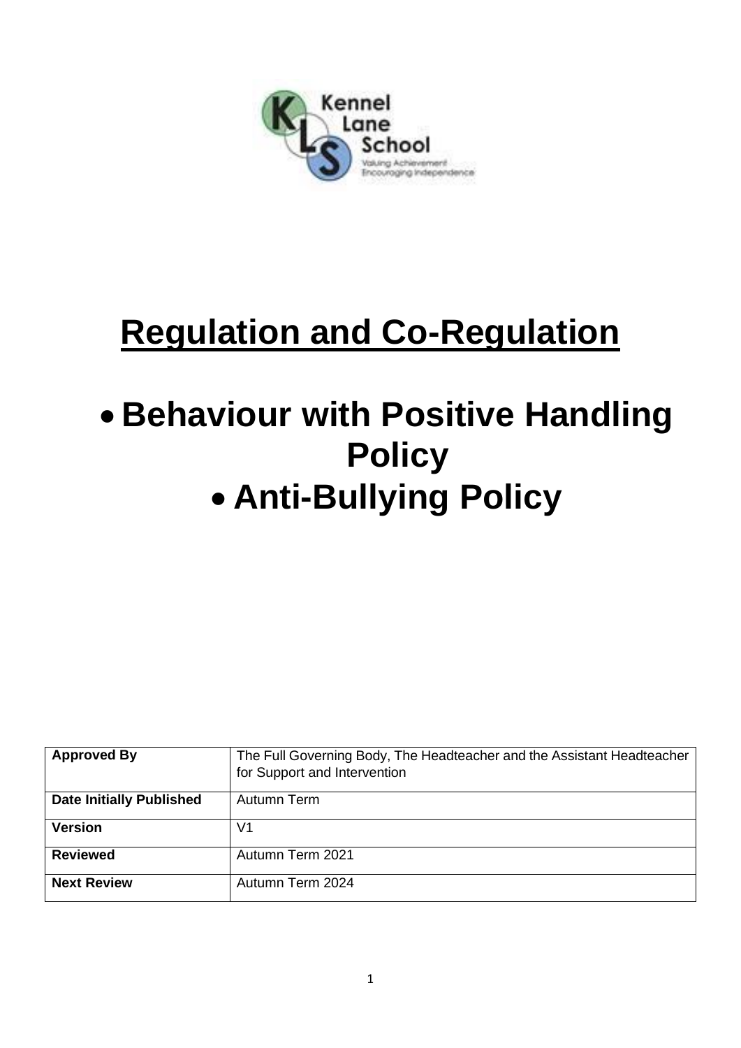Kennel Lane School

Valuing Achievement
Encouraging Independence

# Regulation and Co-Regulation

- **Behaviour with Positive Handling Policy**
- **Anti-Bullying Policy**

| **Approved By** | The Full Governing Body, The Headteacher and the Assistant Headteacher for Support and Intervention |
| --- | --- |
| **Date Initially Published** | Autumn Term |
| **Version** | V1 |
| **Reviewed** | Autumn Term 2021 |
| **Next Review** | Autumn Term 2024 |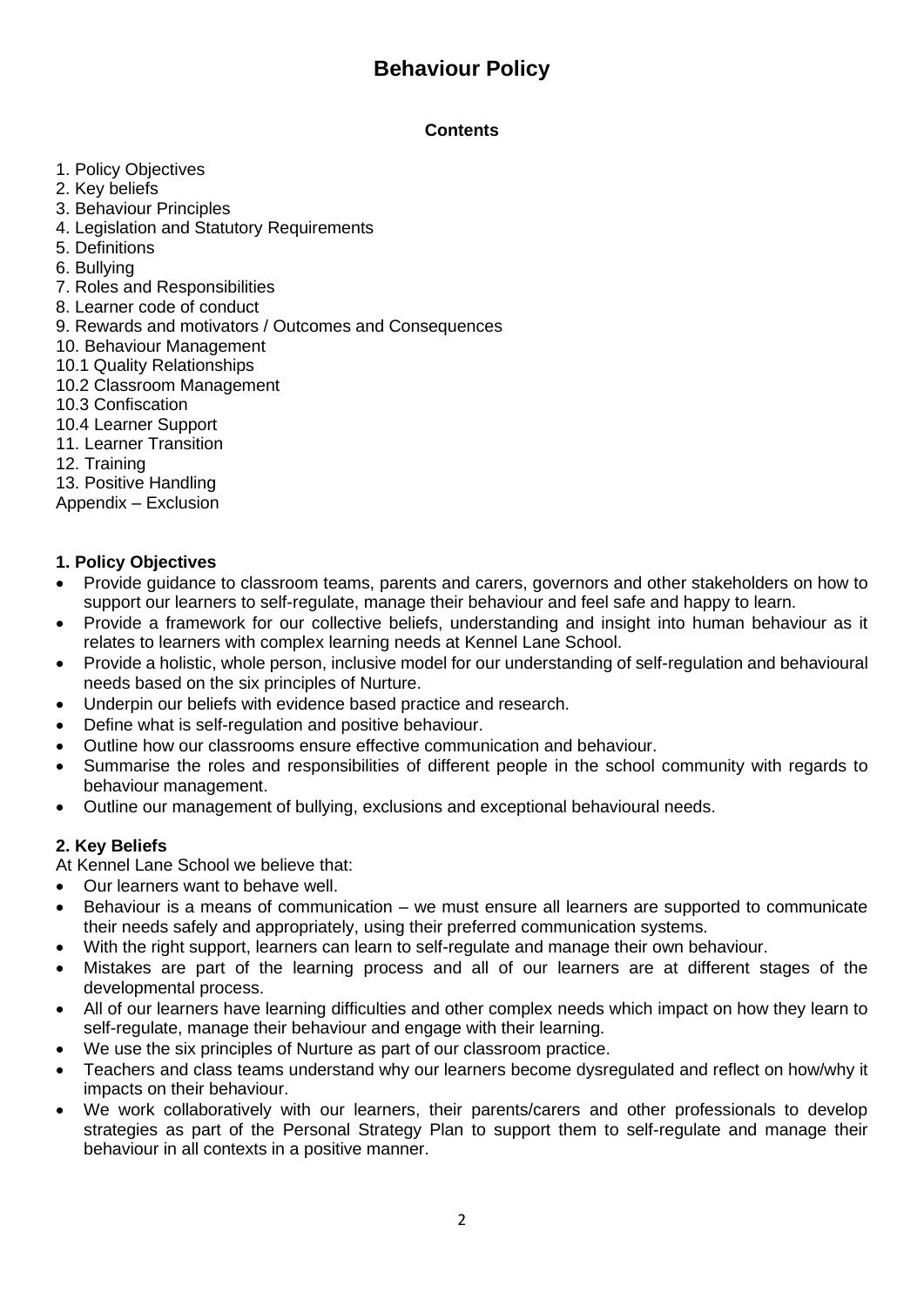# Behaviour Policy

**Contents**

1. Policy Objectives
2. Key beliefs
3. Behaviour Principles
4. Legislation and Statutory Requirements
5. Definitions
6. Bullying
7. Roles and Responsibilities
8. Learner code of conduct
9. Rewards and motivators / Outcomes and Consequences
10. Behaviour Management
10.1 Quality Relationships
10.2 Classroom Management
10.3 Confiscation
10.4 Learner Support
11. Learner Transition
12. Training
13. Positive Handling
Appendix – Exclusion

## 1. Policy Objectives

- Provide guidance to classroom teams, parents and carers, governors and other stakeholders on how to support our learners to self-regulate, manage their behaviour and feel safe and happy to learn.
- Provide a framework for our collective beliefs, understanding and insight into human behaviour as it relates to learners with complex learning needs at Kennel Lane School.
- Provide a holistic, whole person, inclusive model for our understanding of self-regulation and behavioural needs based on the six principles of Nurture.
- Underpin our beliefs with evidence based practice and research.
- Define what is self-regulation and positive behaviour.
- Outline how our classrooms ensure effective communication and behaviour.
- Summarise the roles and responsibilities of different people in the school community with regards to behaviour management.
- Outline our management of bullying, exclusions and exceptional behavioural needs.

## 2. Key Beliefs

At Kennel Lane School we believe that:

- Our learners want to behave well.
- Behaviour is a means of communication – we must ensure all learners are supported to communicate their needs safely and appropriately, using their preferred communication systems.
- With the right support, learners can learn to self-regulate and manage their own behaviour.
- Mistakes are part of the learning process and all of our learners are at different stages of the developmental process.
- All of our learners have learning difficulties and other complex needs which impact on how they learn to self-regulate, manage their behaviour and engage with their learning.
- We use the six principles of Nurture as part of our classroom practice.
- Teachers and class teams understand why our learners become dysregulated and reflect on how/why it impacts on their behaviour.
- We work collaboratively with our learners, their parents/carers and other professionals to develop strategies as part of the Personal Strategy Plan to support them to self-regulate and manage their behaviour in all contexts in a positive manner.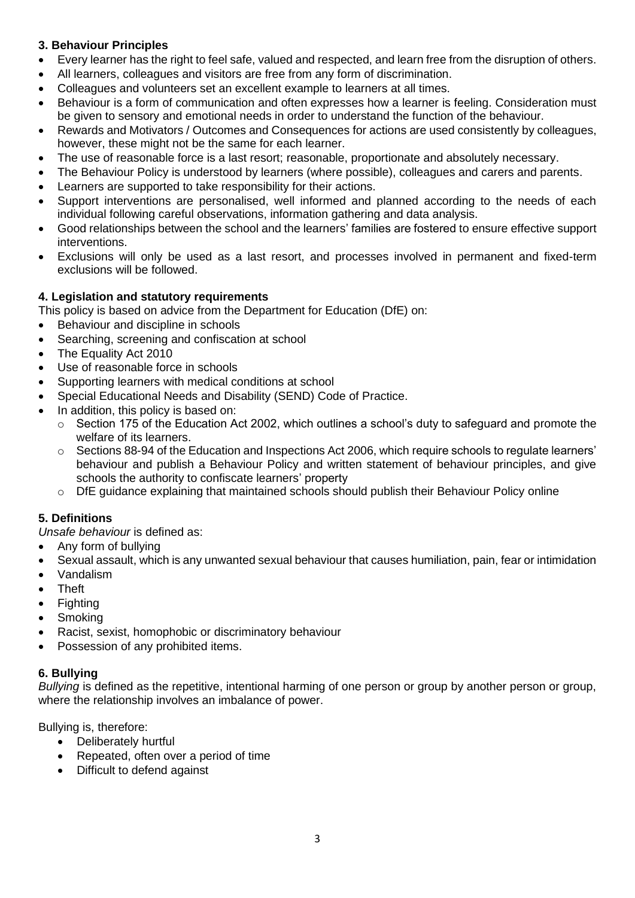## 3. Behaviour Principles

- Every learner has the right to feel safe, valued and respected, and learn free from the disruption of others.
- All learners, colleagues and visitors are free from any form of discrimination.
- Colleagues and volunteers set an excellent example to learners at all times.
- Behaviour is a form of communication and often expresses how a learner is feeling. Consideration must be given to sensory and emotional needs in order to understand the function of the behaviour.
- Rewards and Motivators / Outcomes and Consequences for actions are used consistently by colleagues, however, these might not be the same for each learner.
- The use of reasonable force is a last resort; reasonable, proportionate and absolutely necessary.
- The Behaviour Policy is understood by learners (where possible), colleagues and carers and parents.
- Learners are supported to take responsibility for their actions.
- Support interventions are personalised, well informed and planned according to the needs of each individual following careful observations, information gathering and data analysis.
- Good relationships between the school and the learners' families are fostered to ensure effective support interventions.
- Exclusions will only be used as a last resort, and processes involved in permanent and fixed-term exclusions will be followed.

## 4. Legislation and statutory requirements

This policy is based on advice from the Department for Education (DfE) on:

- Behaviour and discipline in schools
- Searching, screening and confiscation at school
- The Equality Act 2010
- Use of reasonable force in schools
- Supporting learners with medical conditions at school
- Special Educational Needs and Disability (SEND) Code of Practice.
- In addition, this policy is based on:
  - Section 175 of the Education Act 2002, which outlines a school's duty to safeguard and promote the welfare of its learners.
  - Sections 88-94 of the Education and Inspections Act 2006, which require schools to regulate learners' behaviour and publish a Behaviour Policy and written statement of behaviour principles, and give schools the authority to confiscate learners' property
  - DfE guidance explaining that maintained schools should publish their Behaviour Policy online

## 5. Definitions

*Unsafe behaviour* is defined as:

- Any form of bullying
- Sexual assault, which is any unwanted sexual behaviour that causes humiliation, pain, fear or intimidation
- Vandalism
- Theft
- Fighting
- Smoking
- Racist, sexist, homophobic or discriminatory behaviour
- Possession of any prohibited items.

## 6. Bullying

*Bullying* is defined as the repetitive, intentional harming of one person or group by another person or group, where the relationship involves an imbalance of power.

Bullying is, therefore:

- Deliberately hurtful
- Repeated, often over a period of time
- Difficult to defend against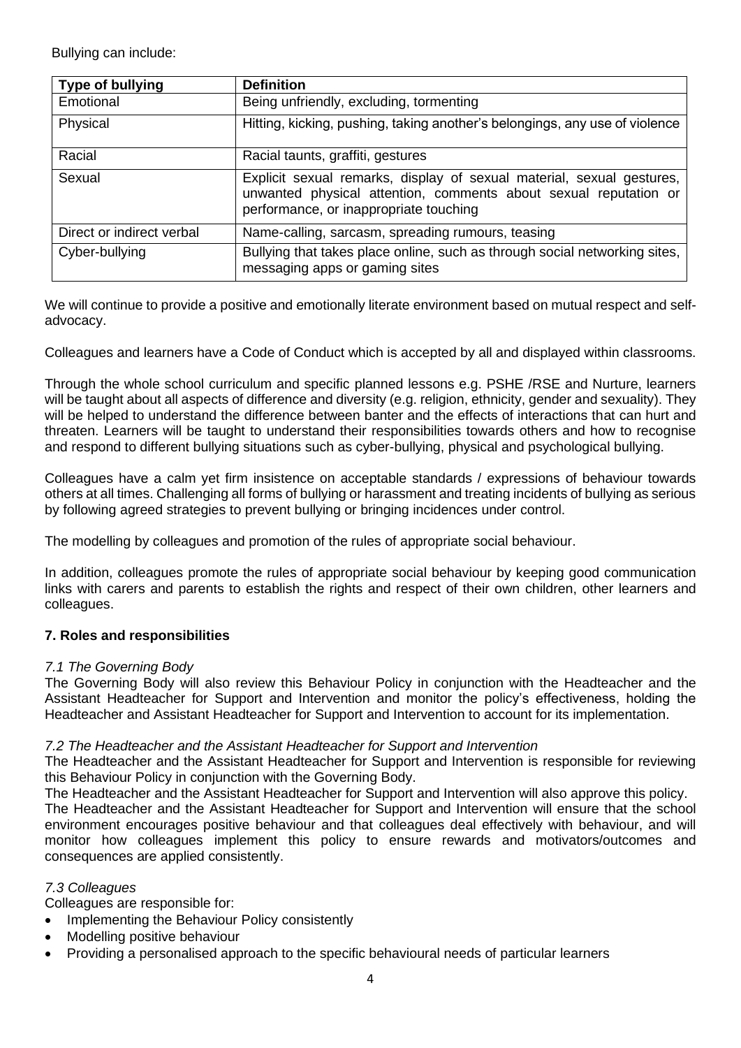Bullying can include:

| Type of bullying | Definition |
| --- | --- |
| Emotional | Being unfriendly, excluding, tormenting |
| Physical | Hitting, kicking, pushing, taking another's belongings, any use of violence |
| Racial | Racial taunts, graffiti, gestures |
| Sexual | Explicit sexual remarks, display of sexual material, sexual gestures, unwanted physical attention, comments about sexual reputation or performance, or inappropriate touching |
| Direct or indirect verbal | Name-calling, sarcasm, spreading rumours, teasing |
| Cyber-bullying | Bullying that takes place online, such as through social networking sites, messaging apps or gaming sites |

We will continue to provide a positive and emotionally literate environment based on mutual respect and self-advocacy.

Colleagues and learners have a Code of Conduct which is accepted by all and displayed within classrooms.

Through the whole school curriculum and specific planned lessons e.g. PSHE /RSE and Nurture, learners will be taught about all aspects of difference and diversity (e.g. religion, ethnicity, gender and sexuality). They will be helped to understand the difference between banter and the effects of interactions that can hurt and threaten. Learners will be taught to understand their responsibilities towards others and how to recognise and respond to different bullying situations such as cyber-bullying, physical and psychological bullying.

Colleagues have a calm yet firm insistence on acceptable standards / expressions of behaviour towards others at all times. Challenging all forms of bullying or harassment and treating incidents of bullying as serious by following agreed strategies to prevent bullying or bringing incidences under control.

The modelling by colleagues and promotion of the rules of appropriate social behaviour.

In addition, colleagues promote the rules of appropriate social behaviour by keeping good communication links with carers and parents to establish the rights and respect of their own children, other learners and colleagues.

### 7. Roles and responsibilities

*7.1 The Governing Body*

The Governing Body will also review this Behaviour Policy in conjunction with the Headteacher and the Assistant Headteacher for Support and Intervention and monitor the policy's effectiveness, holding the Headteacher and Assistant Headteacher for Support and Intervention to account for its implementation.

*7.2 The Headteacher and the Assistant Headteacher for Support and Intervention*

The Headteacher and the Assistant Headteacher for Support and Intervention is responsible for reviewing this Behaviour Policy in conjunction with the Governing Body.

The Headteacher and the Assistant Headteacher for Support and Intervention will also approve this policy.

The Headteacher and the Assistant Headteacher for Support and Intervention will ensure that the school environment encourages positive behaviour and that colleagues deal effectively with behaviour, and will monitor how colleagues implement this policy to ensure rewards and motivators/outcomes and consequences are applied consistently.

*7.3 Colleagues*

Colleagues are responsible for:

- Implementing the Behaviour Policy consistently
- Modelling positive behaviour
- Providing a personalised approach to the specific behavioural needs of particular learners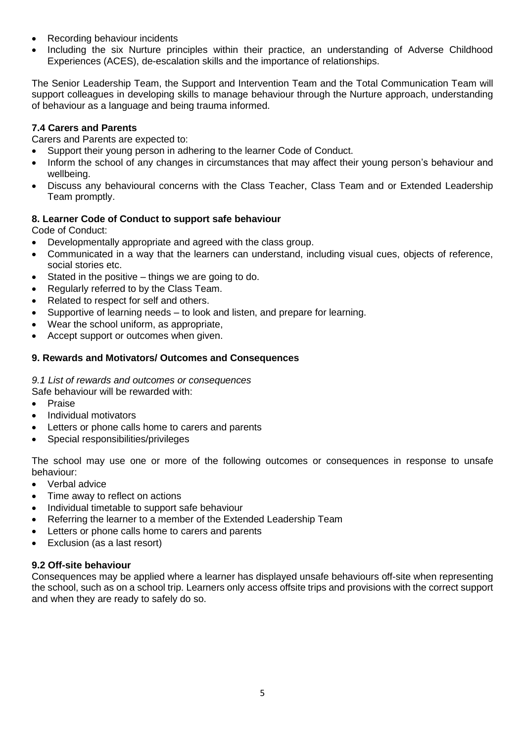- Recording behaviour incidents
- Including the six Nurture principles within their practice, an understanding of Adverse Childhood Experiences (ACES), de-escalation skills and the importance of relationships.

The Senior Leadership Team, the Support and Intervention Team and the Total Communication Team will support colleagues in developing skills to manage behaviour through the Nurture approach, understanding of behaviour as a language and being trauma informed.

### 7.4 Carers and Parents

Carers and Parents are expected to:

- Support their young person in adhering to the learner Code of Conduct.
- Inform the school of any changes in circumstances that may affect their young person's behaviour and wellbeing.
- Discuss any behavioural concerns with the Class Teacher, Class Team and or Extended Leadership Team promptly.

## 8. Learner Code of Conduct to support safe behaviour

Code of Conduct:

- Developmentally appropriate and agreed with the class group.
- Communicated in a way that the learners can understand, including visual cues, objects of reference, social stories etc.
- Stated in the positive – things we are going to do.
- Regularly referred to by the Class Team.
- Related to respect for self and others.
- Supportive of learning needs – to look and listen, and prepare for learning.
- Wear the school uniform, as appropriate,
- Accept support or outcomes when given.

## 9. Rewards and Motivators/ Outcomes and Consequences

*9.1 List of rewards and outcomes or consequences*

Safe behaviour will be rewarded with:

- Praise
- Individual motivators
- Letters or phone calls home to carers and parents
- Special responsibilities/privileges

The school may use one or more of the following outcomes or consequences in response to unsafe behaviour:

- Verbal advice
- Time away to reflect on actions
- Individual timetable to support safe behaviour
- Referring the learner to a member of the Extended Leadership Team
- Letters or phone calls home to carers and parents
- Exclusion (as a last resort)

### 9.2 Off-site behaviour

Consequences may be applied where a learner has displayed unsafe behaviours off-site when representing the school, such as on a school trip. Learners only access offsite trips and provisions with the correct support and when they are ready to safely do so.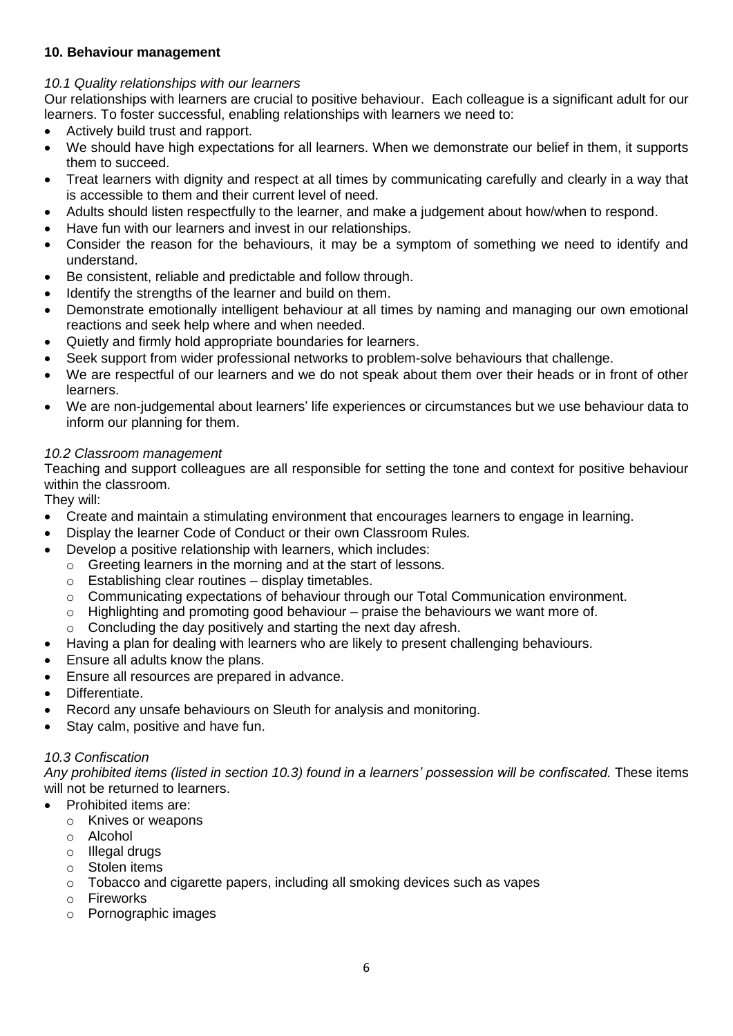## 10. Behaviour management

*10.1 Quality relationships with our learners*

Our relationships with learners are crucial to positive behaviour. Each colleague is a significant adult for our learners. To foster successful, enabling relationships with learners we need to:

- Actively build trust and rapport.
- We should have high expectations for all learners. When we demonstrate our belief in them, it supports them to succeed.
- Treat learners with dignity and respect at all times by communicating carefully and clearly in a way that is accessible to them and their current level of need.
- Adults should listen respectfully to the learner, and make a judgement about how/when to respond.
- Have fun with our learners and invest in our relationships.
- Consider the reason for the behaviours, it may be a symptom of something we need to identify and understand.
- Be consistent, reliable and predictable and follow through.
- Identify the strengths of the learner and build on them.
- Demonstrate emotionally intelligent behaviour at all times by naming and managing our own emotional reactions and seek help where and when needed.
- Quietly and firmly hold appropriate boundaries for learners.
- Seek support from wider professional networks to problem-solve behaviours that challenge.
- We are respectful of our learners and we do not speak about them over their heads or in front of other learners.
- We are non-judgemental about learners' life experiences or circumstances but we use behaviour data to inform our planning for them.

*10.2 Classroom management*

Teaching and support colleagues are all responsible for setting the tone and context for positive behaviour within the classroom.

They will:

- Create and maintain a stimulating environment that encourages learners to engage in learning.
- Display the learner Code of Conduct or their own Classroom Rules.
- Develop a positive relationship with learners, which includes:
  - Greeting learners in the morning and at the start of lessons.
  - Establishing clear routines – display timetables.
  - Communicating expectations of behaviour through our Total Communication environment.
  - Highlighting and promoting good behaviour – praise the behaviours we want more of.
  - Concluding the day positively and starting the next day afresh.
- Having a plan for dealing with learners who are likely to present challenging behaviours.
- Ensure all adults know the plans.
- Ensure all resources are prepared in advance.
- Differentiate.
- Record any unsafe behaviours on Sleuth for analysis and monitoring.
- Stay calm, positive and have fun.

*10.3 Confiscation*

*Any prohibited items (listed in section 10.3) found in a learners' possession will be confiscated.* These items will not be returned to learners.

- Prohibited items are:
  - Knives or weapons
  - Alcohol
  - Illegal drugs
  - Stolen items
  - Tobacco and cigarette papers, including all smoking devices such as vapes
  - Fireworks
  - Pornographic images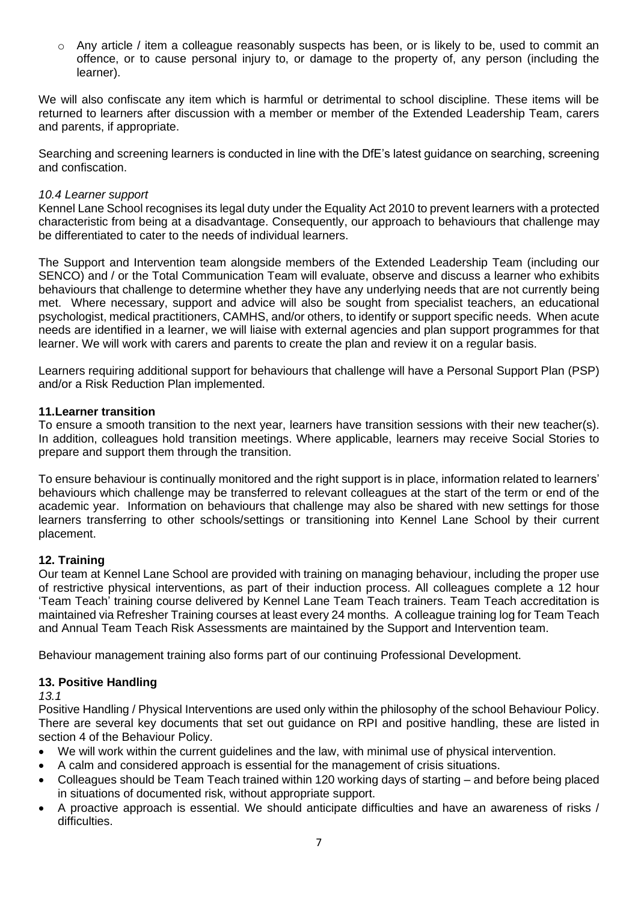- Any article / item a colleague reasonably suspects has been, or is likely to be, used to commit an offence, or to cause personal injury to, or damage to the property of, any person (including the learner).

We will also confiscate any item which is harmful or detrimental to school discipline. These items will be returned to learners after discussion with a member or member of the Extended Leadership Team, carers and parents, if appropriate.

Searching and screening learners is conducted in line with the DfE's latest guidance on searching, screening and confiscation.

*10.4 Learner support*

Kennel Lane School recognises its legal duty under the Equality Act 2010 to prevent learners with a protected characteristic from being at a disadvantage. Consequently, our approach to behaviours that challenge may be differentiated to cater to the needs of individual learners.

The Support and Intervention team alongside members of the Extended Leadership Team (including our SENCO) and / or the Total Communication Team will evaluate, observe and discuss a learner who exhibits behaviours that challenge to determine whether they have any underlying needs that are not currently being met. Where necessary, support and advice will also be sought from specialist teachers, an educational psychologist, medical practitioners, CAMHS, and/or others, to identify or support specific needs. When acute needs are identified in a learner, we will liaise with external agencies and plan support programmes for that learner. We will work with carers and parents to create the plan and review it on a regular basis.

Learners requiring additional support for behaviours that challenge will have a Personal Support Plan (PSP) and/or a Risk Reduction Plan implemented.

## 11.Learner transition

To ensure a smooth transition to the next year, learners have transition sessions with their new teacher(s). In addition, colleagues hold transition meetings. Where applicable, learners may receive Social Stories to prepare and support them through the transition.

To ensure behaviour is continually monitored and the right support is in place, information related to learners' behaviours which challenge may be transferred to relevant colleagues at the start of the term or end of the academic year. Information on behaviours that challenge may also be shared with new settings for those learners transferring to other schools/settings or transitioning into Kennel Lane School by their current placement.

## 12. Training

Our team at Kennel Lane School are provided with training on managing behaviour, including the proper use of restrictive physical interventions, as part of their induction process. All colleagues complete a 12 hour 'Team Teach' training course delivered by Kennel Lane Team Teach trainers. Team Teach accreditation is maintained via Refresher Training courses at least every 24 months. A colleague training log for Team Teach and Annual Team Teach Risk Assessments are maintained by the Support and Intervention team.

Behaviour management training also forms part of our continuing Professional Development.

## 13. Positive Handling

*13.1*

Positive Handling / Physical Interventions are used only within the philosophy of the school Behaviour Policy. There are several key documents that set out guidance on RPI and positive handling, these are listed in section 4 of the Behaviour Policy.

- We will work within the current guidelines and the law, with minimal use of physical intervention.
- A calm and considered approach is essential for the management of crisis situations.
- Colleagues should be Team Teach trained within 120 working days of starting – and before being placed in situations of documented risk, without appropriate support.
- A proactive approach is essential. We should anticipate difficulties and have an awareness of risks / difficulties.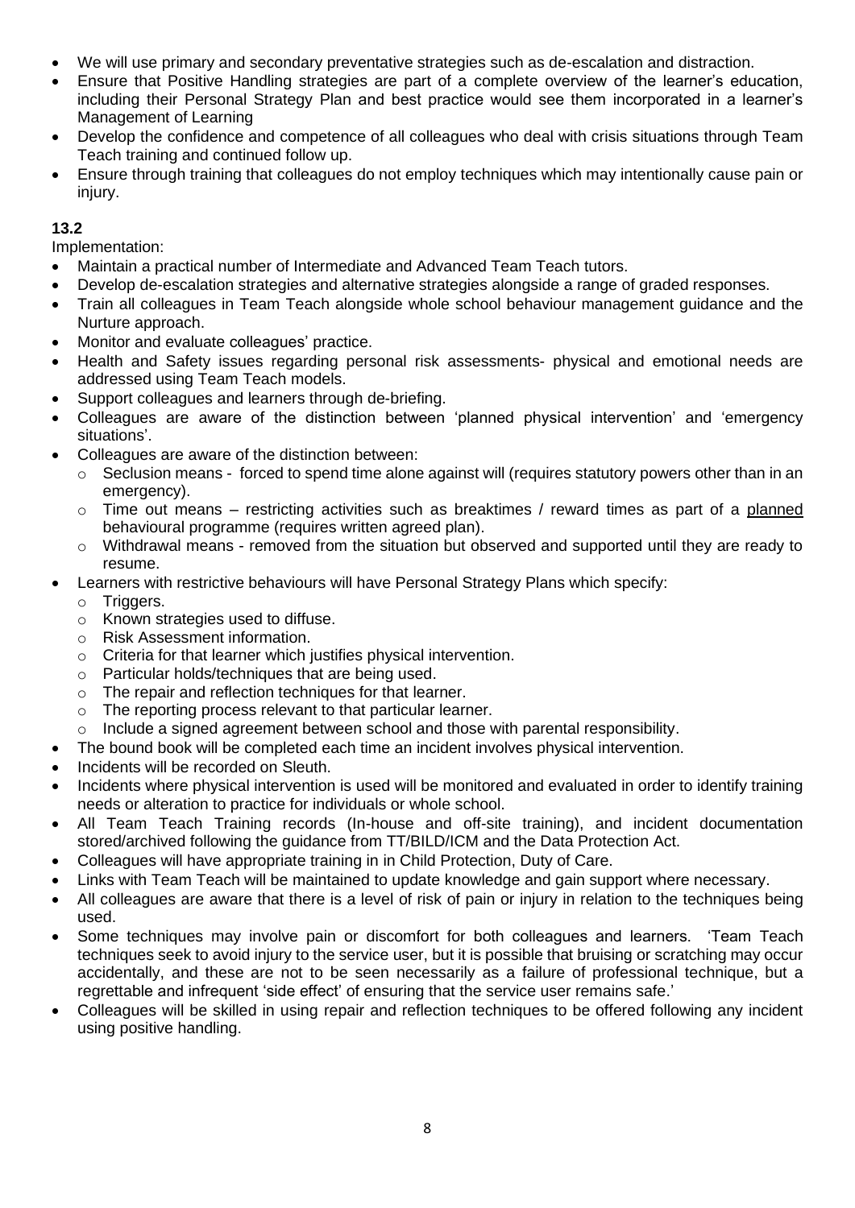- We will use primary and secondary preventative strategies such as de-escalation and distraction.
- Ensure that Positive Handling strategies are part of a complete overview of the learner's education, including their Personal Strategy Plan and best practice would see them incorporated in a learner's Management of Learning
- Develop the confidence and competence of all colleagues who deal with crisis situations through Team Teach training and continued follow up.
- Ensure through training that colleagues do not employ techniques which may intentionally cause pain or injury.

**13.2**

Implementation:

- Maintain a practical number of Intermediate and Advanced Team Teach tutors.
- Develop de-escalation strategies and alternative strategies alongside a range of graded responses.
- Train all colleagues in Team Teach alongside whole school behaviour management guidance and the Nurture approach.
- Monitor and evaluate colleagues' practice.
- Health and Safety issues regarding personal risk assessments- physical and emotional needs are addressed using Team Teach models.
- Support colleagues and learners through de-briefing.
- Colleagues are aware of the distinction between 'planned physical intervention' and 'emergency situations'.
- Colleagues are aware of the distinction between:
  - Seclusion means - forced to spend time alone against will (requires statutory powers other than in an emergency).
  - Time out means – restricting activities such as breaktimes / reward times as part of a <u>planned</u> behavioural programme (requires written agreed plan).
  - Withdrawal means - removed from the situation but observed and supported until they are ready to resume.
- Learners with restrictive behaviours will have Personal Strategy Plans which specify:
  - Triggers.
  - Known strategies used to diffuse.
  - Risk Assessment information.
  - Criteria for that learner which justifies physical intervention.
  - Particular holds/techniques that are being used.
  - The repair and reflection techniques for that learner.
  - The reporting process relevant to that particular learner.
  - Include a signed agreement between school and those with parental responsibility.
- The bound book will be completed each time an incident involves physical intervention.
- Incidents will be recorded on Sleuth.
- Incidents where physical intervention is used will be monitored and evaluated in order to identify training needs or alteration to practice for individuals or whole school.
- All Team Teach Training records (In-house and off-site training), and incident documentation stored/archived following the guidance from TT/BILD/ICM and the Data Protection Act.
- Colleagues will have appropriate training in in Child Protection, Duty of Care.
- Links with Team Teach will be maintained to update knowledge and gain support where necessary.
- All colleagues are aware that there is a level of risk of pain or injury in relation to the techniques being used.
- Some techniques may involve pain or discomfort for both colleagues and learners. 'Team Teach techniques seek to avoid injury to the service user, but it is possible that bruising or scratching may occur accidentally, and these are not to be seen necessarily as a failure of professional technique, but a regrettable and infrequent 'side effect' of ensuring that the service user remains safe.'
- Colleagues will be skilled in using repair and reflection techniques to be offered following any incident using positive handling.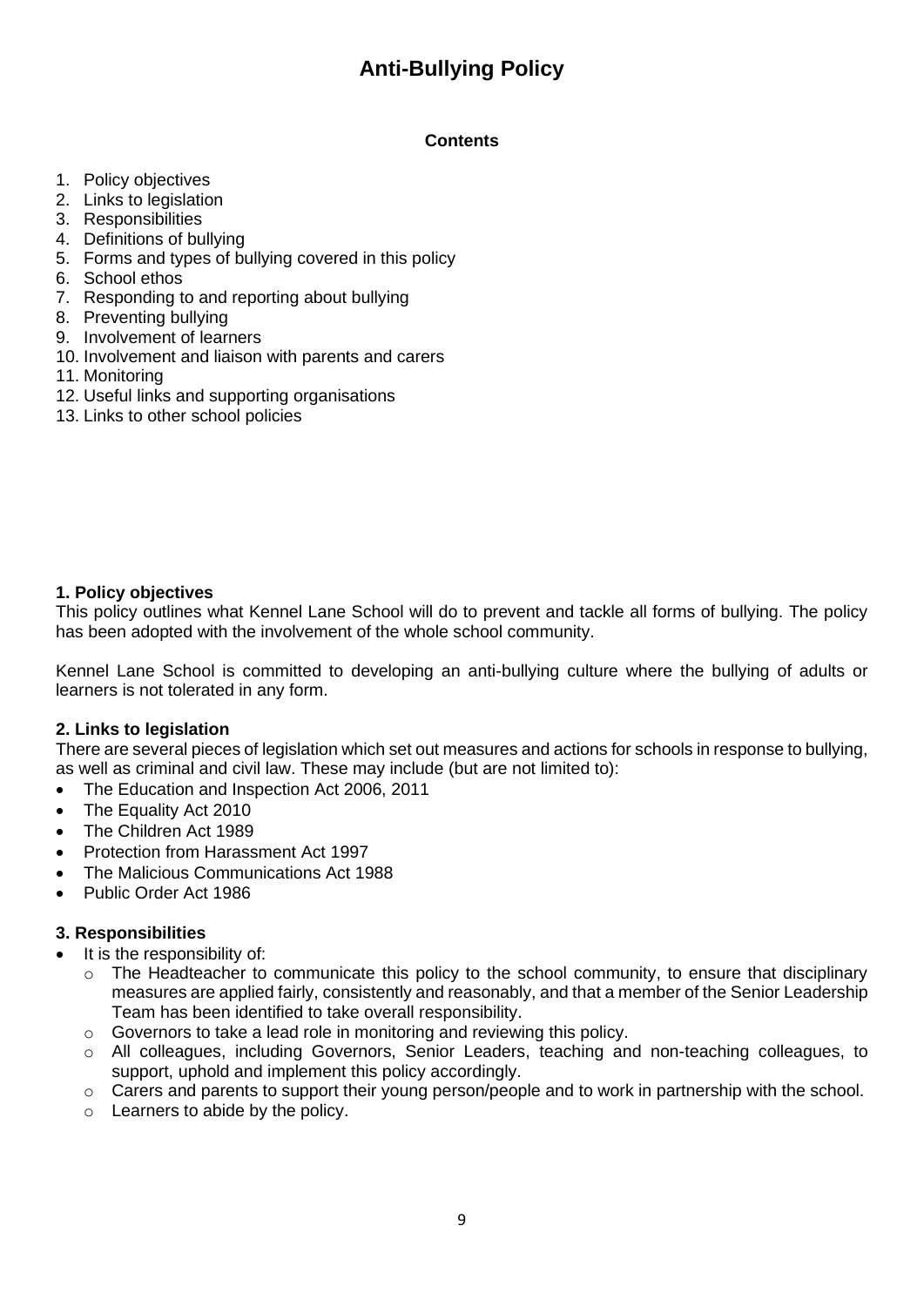# Anti-Bullying Policy

**Contents**

1. Policy objectives
2. Links to legislation
3. Responsibilities
4. Definitions of bullying
5. Forms and types of bullying covered in this policy
6. School ethos
7. Responding to and reporting about bullying
8. Preventing bullying
9. Involvement of learners
10. Involvement and liaison with parents and carers
11. Monitoring
12. Useful links and supporting organisations
13. Links to other school policies

### 1. Policy objectives

This policy outlines what Kennel Lane School will do to prevent and tackle all forms of bullying. The policy has been adopted with the involvement of the whole school community.

Kennel Lane School is committed to developing an anti-bullying culture where the bullying of adults or learners is not tolerated in any form.

### 2. Links to legislation

There are several pieces of legislation which set out measures and actions for schools in response to bullying, as well as criminal and civil law. These may include (but are not limited to):

- The Education and Inspection Act 2006, 2011
- The Equality Act 2010
- The Children Act 1989
- Protection from Harassment Act 1997
- The Malicious Communications Act 1988
- Public Order Act 1986

### 3. Responsibilities

- It is the responsibility of:
  - The Headteacher to communicate this policy to the school community, to ensure that disciplinary measures are applied fairly, consistently and reasonably, and that a member of the Senior Leadership Team has been identified to take overall responsibility.
  - Governors to take a lead role in monitoring and reviewing this policy.
  - All colleagues, including Governors, Senior Leaders, teaching and non-teaching colleagues, to support, uphold and implement this policy accordingly.
  - Carers and parents to support their young person/people and to work in partnership with the school.
  - Learners to abide by the policy.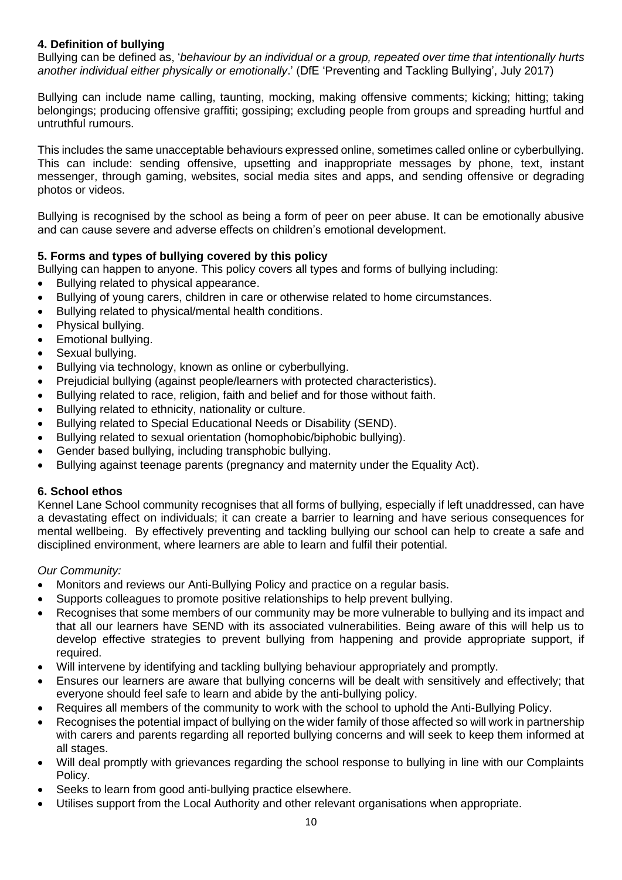## 4. Definition of bullying

Bullying can be defined as, '*behaviour by an individual or a group, repeated over time that intentionally hurts another individual either physically or emotionally*.' (DfE 'Preventing and Tackling Bullying', July 2017)

Bullying can include name calling, taunting, mocking, making offensive comments; kicking; hitting; taking belongings; producing offensive graffiti; gossiping; excluding people from groups and spreading hurtful and untruthful rumours.

This includes the same unacceptable behaviours expressed online, sometimes called online or cyberbullying. This can include: sending offensive, upsetting and inappropriate messages by phone, text, instant messenger, through gaming, websites, social media sites and apps, and sending offensive or degrading photos or videos.

Bullying is recognised by the school as being a form of peer on peer abuse. It can be emotionally abusive and can cause severe and adverse effects on children's emotional development.

## 5. Forms and types of bullying covered by this policy

Bullying can happen to anyone. This policy covers all types and forms of bullying including:

- Bullying related to physical appearance.
- Bullying of young carers, children in care or otherwise related to home circumstances.
- Bullying related to physical/mental health conditions.
- Physical bullying.
- Emotional bullying.
- Sexual bullying.
- Bullying via technology, known as online or cyberbullying.
- Prejudicial bullying (against people/learners with protected characteristics).
- Bullying related to race, religion, faith and belief and for those without faith.
- Bullying related to ethnicity, nationality or culture.
- Bullying related to Special Educational Needs or Disability (SEND).
- Bullying related to sexual orientation (homophobic/biphobic bullying).
- Gender based bullying, including transphobic bullying.
- Bullying against teenage parents (pregnancy and maternity under the Equality Act).

## 6. School ethos

Kennel Lane School community recognises that all forms of bullying, especially if left unaddressed, can have a devastating effect on individuals; it can create a barrier to learning and have serious consequences for mental wellbeing. By effectively preventing and tackling bullying our school can help to create a safe and disciplined environment, where learners are able to learn and fulfil their potential.

*Our Community:*

- Monitors and reviews our Anti-Bullying Policy and practice on a regular basis.
- Supports colleagues to promote positive relationships to help prevent bullying.
- Recognises that some members of our community may be more vulnerable to bullying and its impact and that all our learners have SEND with its associated vulnerabilities. Being aware of this will help us to develop effective strategies to prevent bullying from happening and provide appropriate support, if required.
- Will intervene by identifying and tackling bullying behaviour appropriately and promptly.
- Ensures our learners are aware that bullying concerns will be dealt with sensitively and effectively; that everyone should feel safe to learn and abide by the anti-bullying policy.
- Requires all members of the community to work with the school to uphold the Anti-Bullying Policy.
- Recognises the potential impact of bullying on the wider family of those affected so will work in partnership with carers and parents regarding all reported bullying concerns and will seek to keep them informed at all stages.
- Will deal promptly with grievances regarding the school response to bullying in line with our Complaints Policy.
- Seeks to learn from good anti-bullying practice elsewhere.
- Utilises support from the Local Authority and other relevant organisations when appropriate.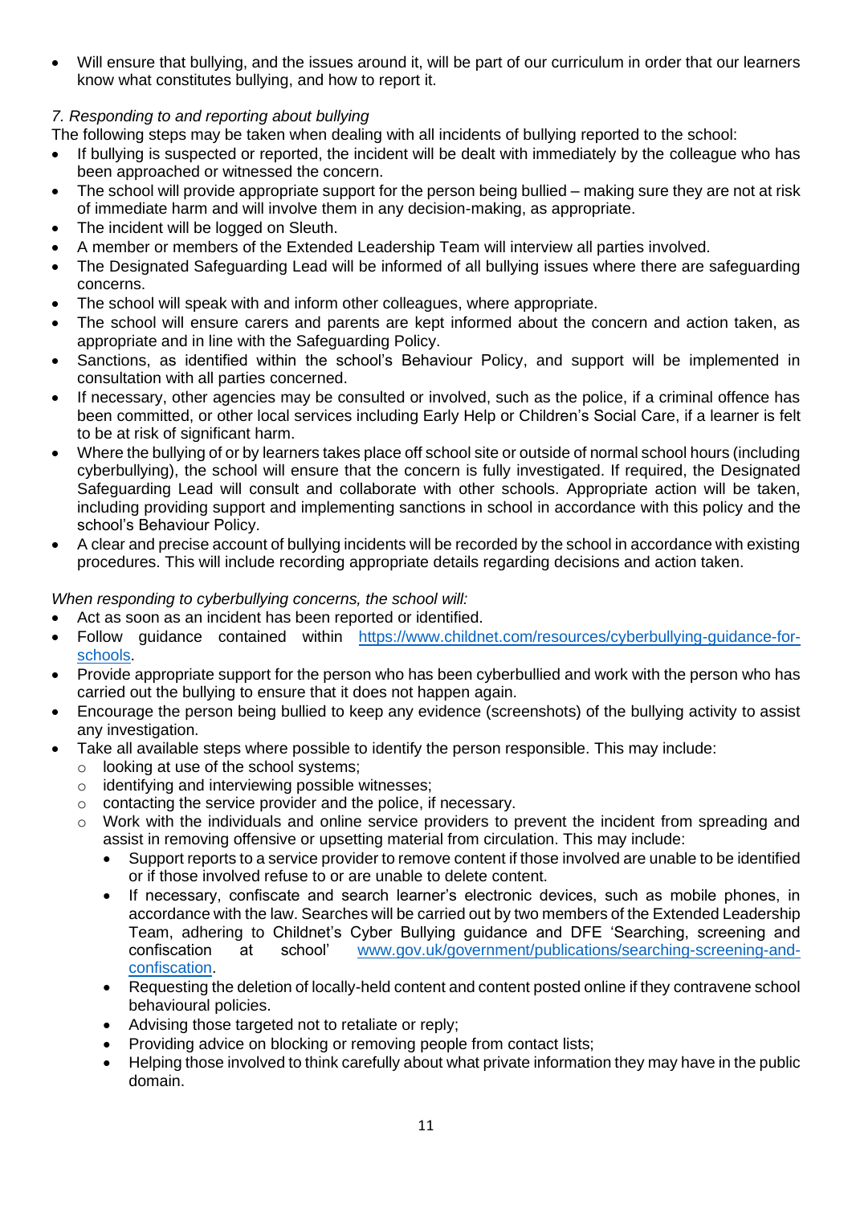- Will ensure that bullying, and the issues around it, will be part of our curriculum in order that our learners know what constitutes bullying, and how to report it.

*7. Responding to and reporting about bullying*

The following steps may be taken when dealing with all incidents of bullying reported to the school:

- If bullying is suspected or reported, the incident will be dealt with immediately by the colleague who has been approached or witnessed the concern.
- The school will provide appropriate support for the person being bullied – making sure they are not at risk of immediate harm and will involve them in any decision-making, as appropriate.
- The incident will be logged on Sleuth.
- A member or members of the Extended Leadership Team will interview all parties involved.
- The Designated Safeguarding Lead will be informed of all bullying issues where there are safeguarding concerns.
- The school will speak with and inform other colleagues, where appropriate.
- The school will ensure carers and parents are kept informed about the concern and action taken, as appropriate and in line with the Safeguarding Policy.
- Sanctions, as identified within the school's Behaviour Policy, and support will be implemented in consultation with all parties concerned.
- If necessary, other agencies may be consulted or involved, such as the police, if a criminal offence has been committed, or other local services including Early Help or Children's Social Care, if a learner is felt to be at risk of significant harm.
- Where the bullying of or by learners takes place off school site or outside of normal school hours (including cyberbullying), the school will ensure that the concern is fully investigated. If required, the Designated Safeguarding Lead will consult and collaborate with other schools. Appropriate action will be taken, including providing support and implementing sanctions in school in accordance with this policy and the school's Behaviour Policy.
- A clear and precise account of bullying incidents will be recorded by the school in accordance with existing procedures. This will include recording appropriate details regarding decisions and action taken.

*When responding to cyberbullying concerns, the school will:*

- Act as soon as an incident has been reported or identified.
- Follow guidance contained within [https://www.childnet.com/resources/cyberbullying-guidance-for-schools](https://www.childnet.com/resources/cyberbullying-guidance-for-schools).
- Provide appropriate support for the person who has been cyberbullied and work with the person who has carried out the bullying to ensure that it does not happen again.
- Encourage the person being bullied to keep any evidence (screenshots) of the bullying activity to assist any investigation.
- Take all available steps where possible to identify the person responsible. This may include:
  - looking at use of the school systems;
  - identifying and interviewing possible witnesses;
  - contacting the service provider and the police, if necessary.
  - Work with the individuals and online service providers to prevent the incident from spreading and assist in removing offensive or upsetting material from circulation. This may include:
    - Support reports to a service provider to remove content if those involved are unable to be identified or if those involved refuse to or are unable to delete content.
    - If necessary, confiscate and search learner's electronic devices, such as mobile phones, in accordance with the law. Searches will be carried out by two members of the Extended Leadership Team, adhering to Childnet's Cyber Bullying guidance and DFE 'Searching, screening and confiscation at school' [www.gov.uk/government/publications/searching-screening-and-confiscation](https://www.gov.uk/government/publications/searching-screening-and-confiscation).
    - Requesting the deletion of locally-held content and content posted online if they contravene school behavioural policies.
    - Advising those targeted not to retaliate or reply;
    - Providing advice on blocking or removing people from contact lists;
    - Helping those involved to think carefully about what private information they may have in the public domain.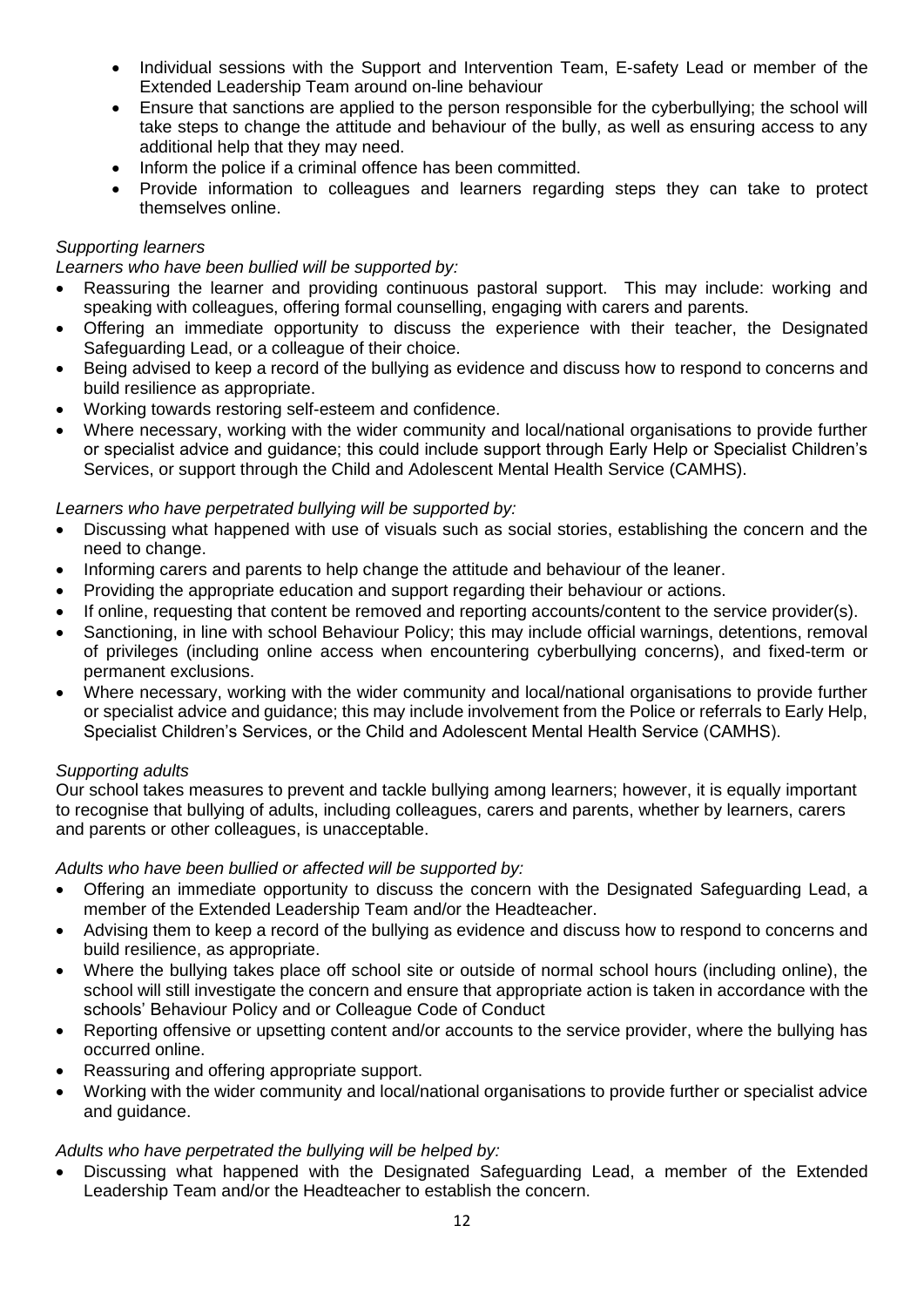- Individual sessions with the Support and Intervention Team, E-safety Lead or member of the Extended Leadership Team around on-line behaviour
- Ensure that sanctions are applied to the person responsible for the cyberbullying; the school will take steps to change the attitude and behaviour of the bully, as well as ensuring access to any additional help that they may need.
- Inform the police if a criminal offence has been committed.
- Provide information to colleagues and learners regarding steps they can take to protect themselves online.

*Supporting learners*

*Learners who have been bullied will be supported by:*

- Reassuring the learner and providing continuous pastoral support. This may include: working and speaking with colleagues, offering formal counselling, engaging with carers and parents.
- Offering an immediate opportunity to discuss the experience with their teacher, the Designated Safeguarding Lead, or a colleague of their choice.
- Being advised to keep a record of the bullying as evidence and discuss how to respond to concerns and build resilience as appropriate.
- Working towards restoring self-esteem and confidence.
- Where necessary, working with the wider community and local/national organisations to provide further or specialist advice and guidance; this could include support through Early Help or Specialist Children's Services, or support through the Child and Adolescent Mental Health Service (CAMHS).

*Learners who have perpetrated bullying will be supported by:*

- Discussing what happened with use of visuals such as social stories, establishing the concern and the need to change.
- Informing carers and parents to help change the attitude and behaviour of the leaner.
- Providing the appropriate education and support regarding their behaviour or actions.
- If online, requesting that content be removed and reporting accounts/content to the service provider(s).
- Sanctioning, in line with school Behaviour Policy; this may include official warnings, detentions, removal of privileges (including online access when encountering cyberbullying concerns), and fixed-term or permanent exclusions.
- Where necessary, working with the wider community and local/national organisations to provide further or specialist advice and guidance; this may include involvement from the Police or referrals to Early Help, Specialist Children's Services, or the Child and Adolescent Mental Health Service (CAMHS).

*Supporting adults*

Our school takes measures to prevent and tackle bullying among learners; however, it is equally important to recognise that bullying of adults, including colleagues, carers and parents, whether by learners, carers and parents or other colleagues, is unacceptable.

*Adults who have been bullied or affected will be supported by:*

- Offering an immediate opportunity to discuss the concern with the Designated Safeguarding Lead, a member of the Extended Leadership Team and/or the Headteacher.
- Advising them to keep a record of the bullying as evidence and discuss how to respond to concerns and build resilience, as appropriate.
- Where the bullying takes place off school site or outside of normal school hours (including online), the school will still investigate the concern and ensure that appropriate action is taken in accordance with the schools' Behaviour Policy and or Colleague Code of Conduct
- Reporting offensive or upsetting content and/or accounts to the service provider, where the bullying has occurred online.
- Reassuring and offering appropriate support.
- Working with the wider community and local/national organisations to provide further or specialist advice and guidance.

*Adults who have perpetrated the bullying will be helped by:*

- Discussing what happened with the Designated Safeguarding Lead, a member of the Extended Leadership Team and/or the Headteacher to establish the concern.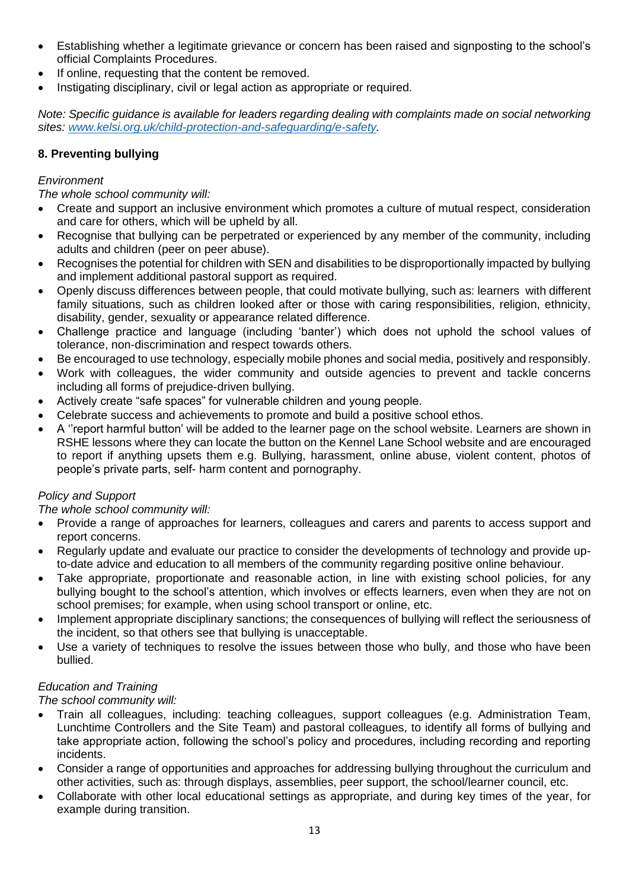- Establishing whether a legitimate grievance or concern has been raised and signposting to the school's official Complaints Procedures.
- If online, requesting that the content be removed.
- Instigating disciplinary, civil or legal action as appropriate or required.

*Note: Specific guidance is available for leaders regarding dealing with complaints made on social networking sites: [www.kelsi.org.uk/child-protection-and-safeguarding/e-safety](www.kelsi.org.uk/child-protection-and-safeguarding/e-safety).*

## 8. Preventing bullying

*Environment*

*The whole school community will:*

- Create and support an inclusive environment which promotes a culture of mutual respect, consideration and care for others, which will be upheld by all.
- Recognise that bullying can be perpetrated or experienced by any member of the community, including adults and children (peer on peer abuse).
- Recognises the potential for children with SEN and disabilities to be disproportionally impacted by bullying and implement additional pastoral support as required.
- Openly discuss differences between people, that could motivate bullying, such as: learners with different family situations, such as children looked after or those with caring responsibilities, religion, ethnicity, disability, gender, sexuality or appearance related difference.
- Challenge practice and language (including 'banter') which does not uphold the school values of tolerance, non-discrimination and respect towards others.
- Be encouraged to use technology, especially mobile phones and social media, positively and responsibly.
- Work with colleagues, the wider community and outside agencies to prevent and tackle concerns including all forms of prejudice-driven bullying.
- Actively create "safe spaces" for vulnerable children and young people.
- Celebrate success and achievements to promote and build a positive school ethos.
- A ''report harmful button' will be added to the learner page on the school website. Learners are shown in RSHE lessons where they can locate the button on the Kennel Lane School website and are encouraged to report if anything upsets them e.g. Bullying, harassment, online abuse, violent content, photos of people's private parts, self- harm content and pornography.

*Policy and Support*

*The whole school community will:*

- Provide a range of approaches for learners, colleagues and carers and parents to access support and report concerns.
- Regularly update and evaluate our practice to consider the developments of technology and provide up-to-date advice and education to all members of the community regarding positive online behaviour.
- Take appropriate, proportionate and reasonable action, in line with existing school policies, for any bullying bought to the school's attention, which involves or effects learners, even when they are not on school premises; for example, when using school transport or online, etc.
- Implement appropriate disciplinary sanctions; the consequences of bullying will reflect the seriousness of the incident, so that others see that bullying is unacceptable.
- Use a variety of techniques to resolve the issues between those who bully, and those who have been bullied.

*Education and Training*

*The school community will:*

- Train all colleagues, including: teaching colleagues, support colleagues (e.g. Administration Team, Lunchtime Controllers and the Site Team) and pastoral colleagues, to identify all forms of bullying and take appropriate action, following the school's policy and procedures, including recording and reporting incidents.
- Consider a range of opportunities and approaches for addressing bullying throughout the curriculum and other activities, such as: through displays, assemblies, peer support, the school/learner council, etc.
- Collaborate with other local educational settings as appropriate, and during key times of the year, for example during transition.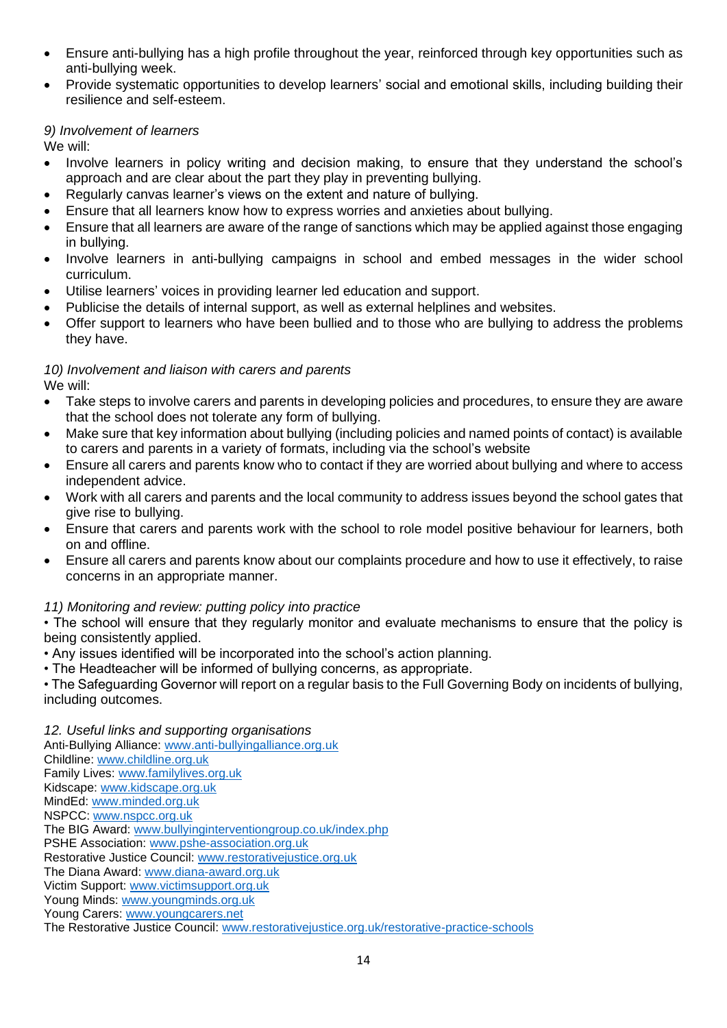- Ensure anti-bullying has a high profile throughout the year, reinforced through key opportunities such as anti-bullying week.
- Provide systematic opportunities to develop learners' social and emotional skills, including building their resilience and self-esteem.

*9) Involvement of learners*

We will:

- Involve learners in policy writing and decision making, to ensure that they understand the school's approach and are clear about the part they play in preventing bullying.
- Regularly canvas learner's views on the extent and nature of bullying.
- Ensure that all learners know how to express worries and anxieties about bullying.
- Ensure that all learners are aware of the range of sanctions which may be applied against those engaging in bullying.
- Involve learners in anti-bullying campaigns in school and embed messages in the wider school curriculum.
- Utilise learners' voices in providing learner led education and support.
- Publicise the details of internal support, as well as external helplines and websites.
- Offer support to learners who have been bullied and to those who are bullying to address the problems they have.

*10) Involvement and liaison with carers and parents*

We will:

- Take steps to involve carers and parents in developing policies and procedures, to ensure they are aware that the school does not tolerate any form of bullying.
- Make sure that key information about bullying (including policies and named points of contact) is available to carers and parents in a variety of formats, including via the school's website
- Ensure all carers and parents know who to contact if they are worried about bullying and where to access independent advice.
- Work with all carers and parents and the local community to address issues beyond the school gates that give rise to bullying.
- Ensure that carers and parents work with the school to role model positive behaviour for learners, both on and offline.
- Ensure all carers and parents know about our complaints procedure and how to use it effectively, to raise concerns in an appropriate manner.

*11) Monitoring and review: putting policy into practice*

• The school will ensure that they regularly monitor and evaluate mechanisms to ensure that the policy is being consistently applied.
• Any issues identified will be incorporated into the school's action planning.
• The Headteacher will be informed of bullying concerns, as appropriate.
• The Safeguarding Governor will report on a regular basis to the Full Governing Body on incidents of bullying, including outcomes.

*12. Useful links and supporting organisations*

Anti-Bullying Alliance: www.anti-bullyingalliance.org.uk
Childline: www.childline.org.uk
Family Lives: www.familylives.org.uk
Kidscape: www.kidscape.org.uk
MindEd: www.minded.org.uk
NSPCC: www.nspcc.org.uk
The BIG Award: www.bullyinginterventiongroup.co.uk/index.php
PSHE Association: www.pshe-association.org.uk
Restorative Justice Council: www.restorativejustice.org.uk
The Diana Award: www.diana-award.org.uk
Victim Support: www.victimsupport.org.uk
Young Minds: www.youngminds.org.uk
Young Carers: www.youngcarers.net
The Restorative Justice Council: www.restorativejustice.org.uk/restorative-practice-schools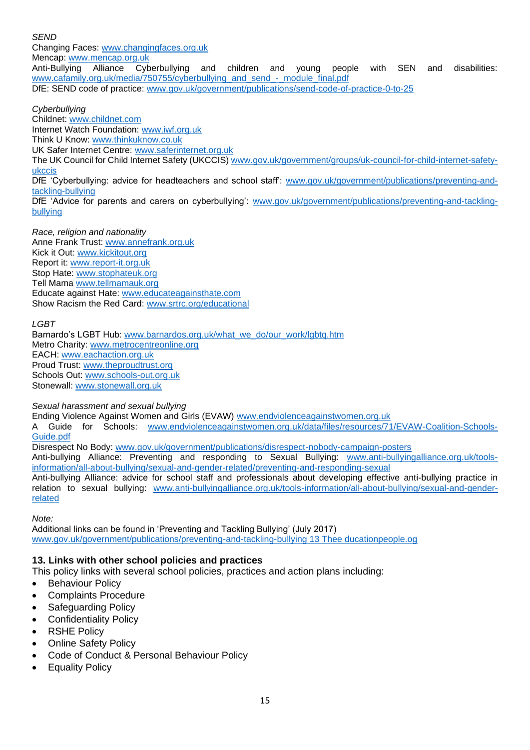*SEND*
Changing Faces: www.changingfaces.org.uk
Mencap: www.mencap.org.uk
Anti-Bullying Alliance Cyberbullying and children and young people with SEN and disabilities: www.cafamily.org.uk/media/750755/cyberbullying_and_send_-_module_final.pdf
DfE: SEND code of practice: www.gov.uk/government/publications/send-code-of-practice-0-to-25

*Cyberbullying*
Childnet: www.childnet.com
Internet Watch Foundation: www.iwf.org.uk
Think U Know: www.thinkuknow.co.uk
UK Safer Internet Centre: www.saferinternet.org.uk
The UK Council for Child Internet Safety (UKCCIS) www.gov.uk/government/groups/uk-council-for-child-internet-safety-ukccis
DfE 'Cyberbullying: advice for headteachers and school staff': www.gov.uk/government/publications/preventing-and-tackling-bullying
DfE 'Advice for parents and carers on cyberbullying': www.gov.uk/government/publications/preventing-and-tackling-bullying

*Race, religion and nationality*
Anne Frank Trust: www.annefrank.org.uk
Kick it Out: www.kickitout.org
Report it: www.report-it.org.uk
Stop Hate: www.stophateuk.org
Tell Mama www.tellmamauk.org
Educate against Hate: www.educateagainsthate.com
Show Racism the Red Card: www.srtrc.org/educational

*LGBT*
Barnardo's LGBT Hub: www.barnardos.org.uk/what_we_do/our_work/lgbtq.htm
Metro Charity: www.metrocentreonline.org
EACH: www.eachaction.org.uk
Proud Trust: www.theproudtrust.org
Schools Out: www.schools-out.org.uk
Stonewall: www.stonewall.org.uk

*Sexual harassment and sexual bullying*
Ending Violence Against Women and Girls (EVAW) www.endviolenceagainstwomen.org.uk
A Guide for Schools: www.endviolenceagainstwomen.org.uk/data/files/resources/71/EVAW-Coalition-Schools-Guide.pdf
Disrespect No Body: www.gov.uk/government/publications/disrespect-nobody-campaign-posters
Anti-bullying Alliance: Preventing and responding to Sexual Bullying: www.anti-bullyingalliance.org.uk/tools-information/all-about-bullying/sexual-and-gender-related/preventing-and-responding-sexual
Anti-bullying Alliance: advice for school staff and professionals about developing effective anti-bullying practice in relation to sexual bullying: www.anti-bullyingalliance.org.uk/tools-information/all-about-bullying/sexual-and-gender-related

*Note:*
Additional links can be found in 'Preventing and Tackling Bullying' (July 2017)
www.gov.uk/government/publications/preventing-and-tackling-bullying 13 Thee ducationpeople.og

## 13. Links with other school policies and practices

This policy links with several school policies, practices and action plans including:

- Behaviour Policy
- Complaints Procedure
- Safeguarding Policy
- Confidentiality Policy
- RSHE Policy
- Online Safety Policy
- Code of Conduct & Personal Behaviour Policy
- Equality Policy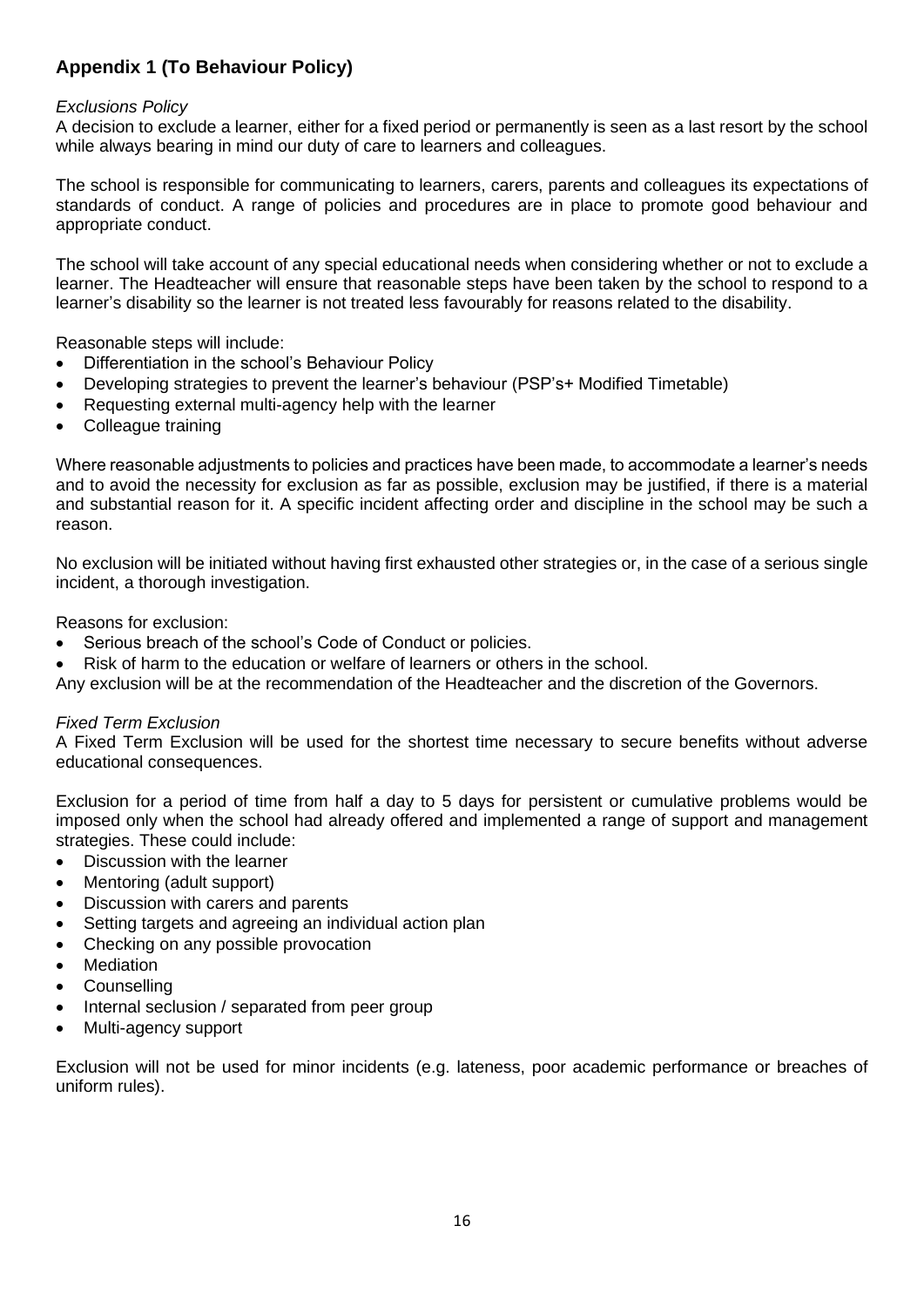## Appendix 1 (To Behaviour Policy)

*Exclusions Policy*

A decision to exclude a learner, either for a fixed period or permanently is seen as a last resort by the school while always bearing in mind our duty of care to learners and colleagues.

The school is responsible for communicating to learners, carers, parents and colleagues its expectations of standards of conduct. A range of policies and procedures are in place to promote good behaviour and appropriate conduct.

The school will take account of any special educational needs when considering whether or not to exclude a learner. The Headteacher will ensure that reasonable steps have been taken by the school to respond to a learner's disability so the learner is not treated less favourably for reasons related to the disability.

Reasonable steps will include:

- Differentiation in the school's Behaviour Policy
- Developing strategies to prevent the learner's behaviour (PSP's+ Modified Timetable)
- Requesting external multi-agency help with the learner
- Colleague training

Where reasonable adjustments to policies and practices have been made, to accommodate a learner's needs and to avoid the necessity for exclusion as far as possible, exclusion may be justified, if there is a material and substantial reason for it. A specific incident affecting order and discipline in the school may be such a reason.

No exclusion will be initiated without having first exhausted other strategies or, in the case of a serious single incident, a thorough investigation.

Reasons for exclusion:

- Serious breach of the school's Code of Conduct or policies.
- Risk of harm to the education or welfare of learners or others in the school.

Any exclusion will be at the recommendation of the Headteacher and the discretion of the Governors.

*Fixed Term Exclusion*

A Fixed Term Exclusion will be used for the shortest time necessary to secure benefits without adverse educational consequences.

Exclusion for a period of time from half a day to 5 days for persistent or cumulative problems would be imposed only when the school had already offered and implemented a range of support and management strategies. These could include:

- Discussion with the learner
- Mentoring (adult support)
- Discussion with carers and parents
- Setting targets and agreeing an individual action plan
- Checking on any possible provocation
- Mediation
- Counselling
- Internal seclusion / separated from peer group
- Multi-agency support

Exclusion will not be used for minor incidents (e.g. lateness, poor academic performance or breaches of uniform rules).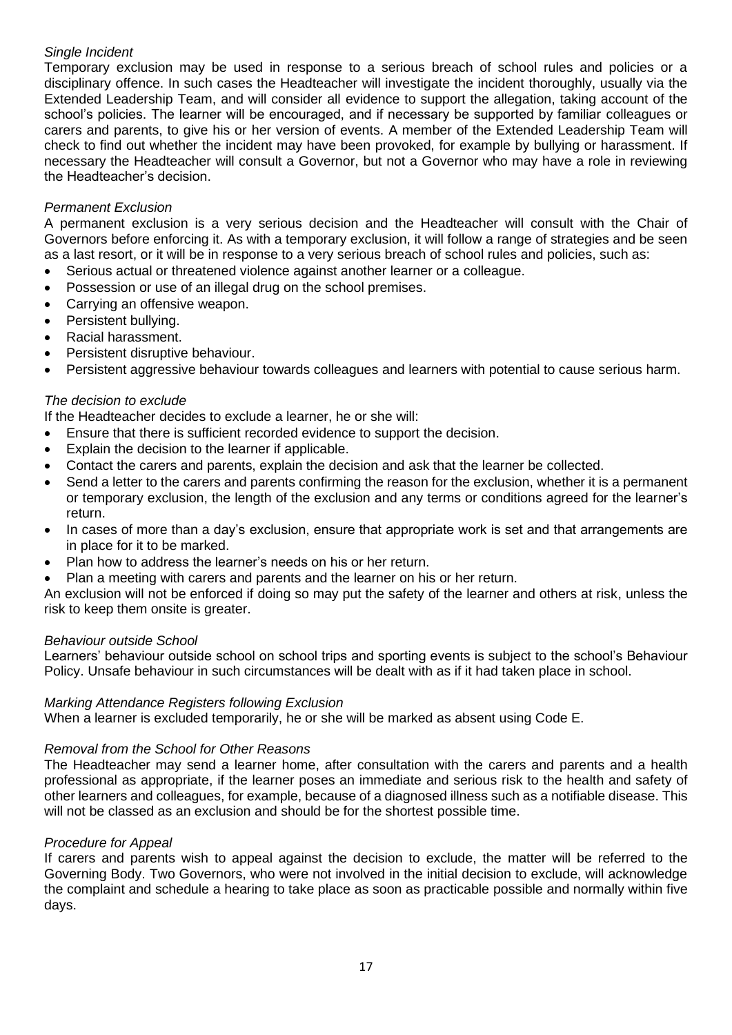*Single Incident*

Temporary exclusion may be used in response to a serious breach of school rules and policies or a disciplinary offence. In such cases the Headteacher will investigate the incident thoroughly, usually via the Extended Leadership Team, and will consider all evidence to support the allegation, taking account of the school's policies. The learner will be encouraged, and if necessary be supported by familiar colleagues or carers and parents, to give his or her version of events. A member of the Extended Leadership Team will check to find out whether the incident may have been provoked, for example by bullying or harassment. If necessary the Headteacher will consult a Governor, but not a Governor who may have a role in reviewing the Headteacher's decision.

*Permanent Exclusion*

A permanent exclusion is a very serious decision and the Headteacher will consult with the Chair of Governors before enforcing it. As with a temporary exclusion, it will follow a range of strategies and be seen as a last resort, or it will be in response to a very serious breach of school rules and policies, such as:

- Serious actual or threatened violence against another learner or a colleague.
- Possession or use of an illegal drug on the school premises.
- Carrying an offensive weapon.
- Persistent bullying.
- Racial harassment.
- Persistent disruptive behaviour.
- Persistent aggressive behaviour towards colleagues and learners with potential to cause serious harm.

*The decision to exclude*

If the Headteacher decides to exclude a learner, he or she will:

- Ensure that there is sufficient recorded evidence to support the decision.
- Explain the decision to the learner if applicable.
- Contact the carers and parents, explain the decision and ask that the learner be collected.
- Send a letter to the carers and parents confirming the reason for the exclusion, whether it is a permanent or temporary exclusion, the length of the exclusion and any terms or conditions agreed for the learner's return.
- In cases of more than a day's exclusion, ensure that appropriate work is set and that arrangements are in place for it to be marked.
- Plan how to address the learner's needs on his or her return.
- Plan a meeting with carers and parents and the learner on his or her return.

An exclusion will not be enforced if doing so may put the safety of the learner and others at risk, unless the risk to keep them onsite is greater.

*Behaviour outside School*

Learners' behaviour outside school on school trips and sporting events is subject to the school's Behaviour Policy. Unsafe behaviour in such circumstances will be dealt with as if it had taken place in school.

*Marking Attendance Registers following Exclusion*

When a learner is excluded temporarily, he or she will be marked as absent using Code E.

*Removal from the School for Other Reasons*

The Headteacher may send a learner home, after consultation with the carers and parents and a health professional as appropriate, if the learner poses an immediate and serious risk to the health and safety of other learners and colleagues, for example, because of a diagnosed illness such as a notifiable disease. This will not be classed as an exclusion and should be for the shortest possible time.

*Procedure for Appeal*

If carers and parents wish to appeal against the decision to exclude, the matter will be referred to the Governing Body. Two Governors, who were not involved in the initial decision to exclude, will acknowledge the complaint and schedule a hearing to take place as soon as practicable possible and normally within five days.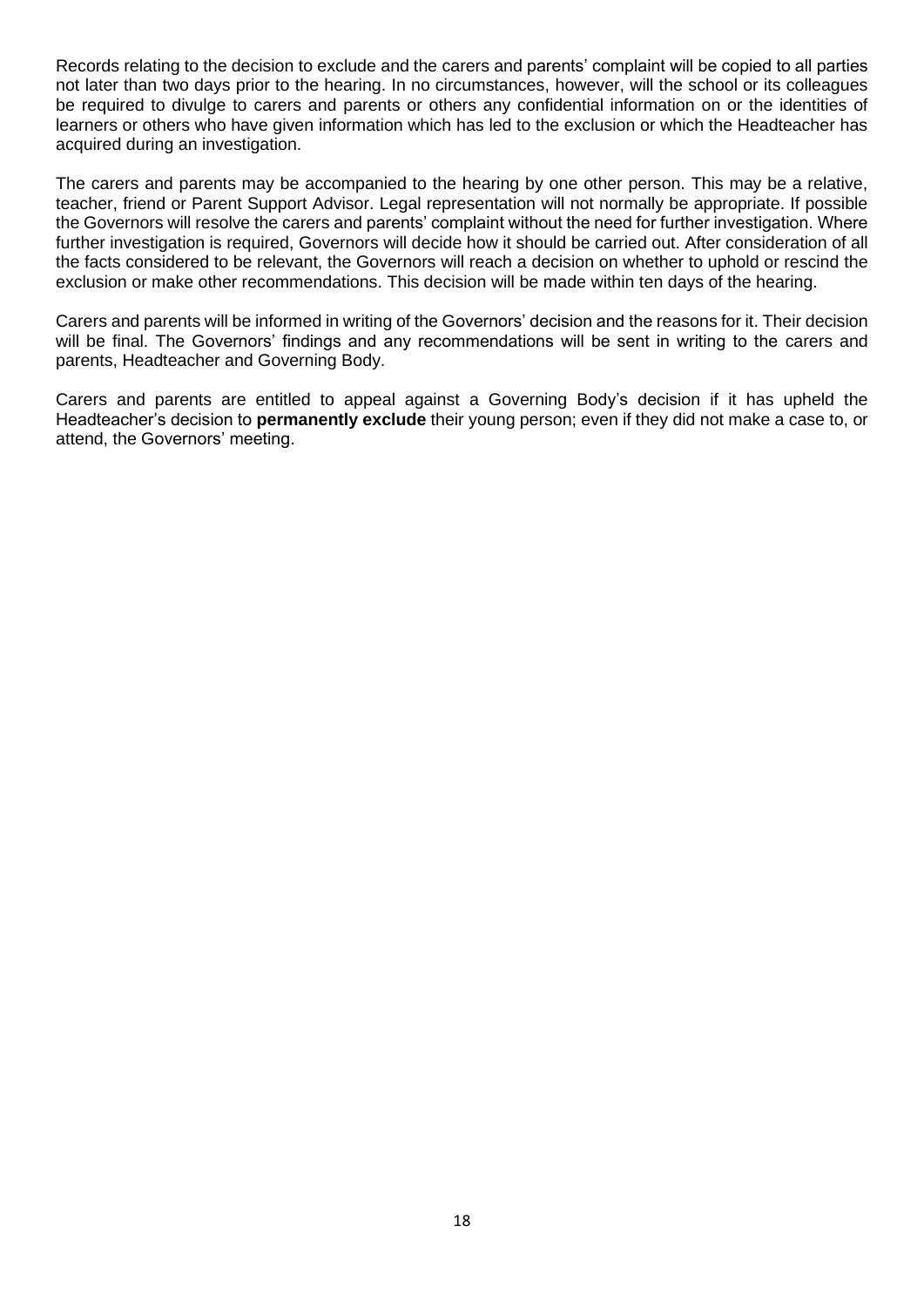Records relating to the decision to exclude and the carers and parents' complaint will be copied to all parties not later than two days prior to the hearing. In no circumstances, however, will the school or its colleagues be required to divulge to carers and parents or others any confidential information on or the identities of learners or others who have given information which has led to the exclusion or which the Headteacher has acquired during an investigation.

The carers and parents may be accompanied to the hearing by one other person. This may be a relative, teacher, friend or Parent Support Advisor. Legal representation will not normally be appropriate. If possible the Governors will resolve the carers and parents' complaint without the need for further investigation. Where further investigation is required, Governors will decide how it should be carried out. After consideration of all the facts considered to be relevant, the Governors will reach a decision on whether to uphold or rescind the exclusion or make other recommendations. This decision will be made within ten days of the hearing.

Carers and parents will be informed in writing of the Governors' decision and the reasons for it. Their decision will be final. The Governors' findings and any recommendations will be sent in writing to the carers and parents, Headteacher and Governing Body.

Carers and parents are entitled to appeal against a Governing Body's decision if it has upheld the Headteacher's decision to **permanently exclude** their young person; even if they did not make a case to, or attend, the Governors' meeting.